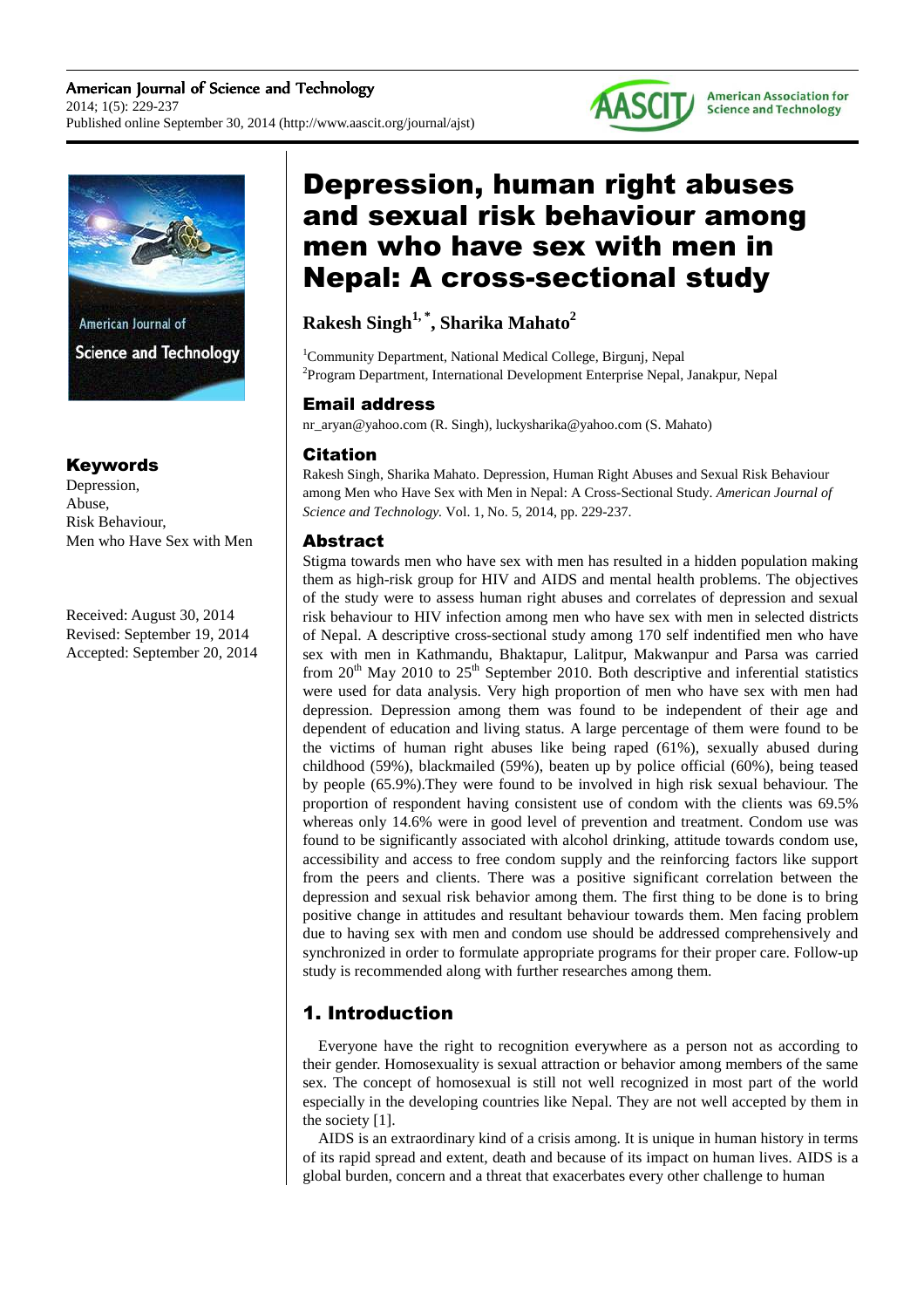# Depression, human right abuses and sexual risk behaviour among men who have sex with men in Nepal: A cross-sectional study

**Rakesh Singh[1, *], Sharika Mahato[2]**

[1]Community Department, National Medical College, Birgunj, Nepal
[2]Program Department, International Development Enterprise Nepal, Janakpur, Nepal

## Email address

nr_aryan@yahoo.com (R. Singh), luckysharika@yahoo.com (S. Mahato)

## Citation

Rakesh Singh, Sharika Mahato. Depression, Human Right Abuses and Sexual Risk Behaviour among Men who Have Sex with Men in Nepal: A Cross-Sectional Study. *American Journal of Science and Technology.* Vol. 1, No. 5, 2014, pp. 229-237.

## Keywords

Depression,
Abuse,
Risk Behaviour,
Men who Have Sex with Men

Received: August 30, 2014
Revised: September 19, 2014
Accepted: September 20, 2014

## Abstract

Stigma towards men who have sex with men has resulted in a hidden population making them as high-risk group for HIV and AIDS and mental health problems. The objectives of the study were to assess human right abuses and correlates of depression and sexual risk behaviour to HIV infection among men who have sex with men in selected districts of Nepal. A descriptive cross-sectional study among 170 self indentified men who have sex with men in Kathmandu, Bhaktapur, Lalitpur, Makwanpur and Parsa was carried from 20th May 2010 to 25th September 2010. Both descriptive and inferential statistics were used for data analysis. Very high proportion of men who have sex with men had depression. Depression among them was found to be independent of their age and dependent of education and living status. A large percentage of them were found to be the victims of human right abuses like being raped (61%), sexually abused during childhood (59%), blackmailed (59%), beaten up by police official (60%), being teased by people (65.9%).They were found to be involved in high risk sexual behaviour. The proportion of respondent having consistent use of condom with the clients was 69.5% whereas only 14.6% were in good level of prevention and treatment. Condom use was found to be significantly associated with alcohol drinking, attitude towards condom use, accessibility and access to free condom supply and the reinforcing factors like support from the peers and clients. There was a positive significant correlation between the depression and sexual risk behavior among them. The first thing to be done is to bring positive change in attitudes and resultant behaviour towards them. Men facing problem due to having sex with men and condom use should be addressed comprehensively and synchronized in order to formulate appropriate programs for their proper care. Follow-up study is recommended along with further researches among them.

## 1. Introduction

Everyone have the right to recognition everywhere as a person not as according to their gender. Homosexuality is sexual attraction or behavior among members of the same sex. The concept of homosexual is still not well recognized in most part of the world especially in the developing countries like Nepal. They are not well accepted by them in the society [1].

AIDS is an extraordinary kind of a crisis among. It is unique in human history in terms of its rapid spread and extent, death and because of its impact on human lives. AIDS is a global burden, concern and a threat that exacerbates every other challenge to human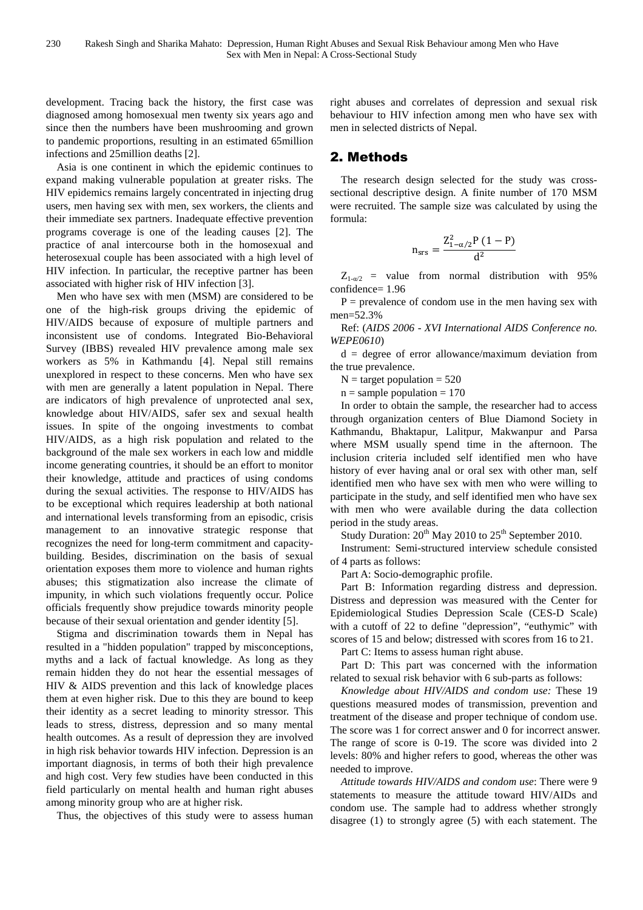development. Tracing back the history, the first case was diagnosed among homosexual men twenty six years ago and since then the numbers have been mushrooming and grown to pandemic proportions, resulting in an estimated 65million infections and 25million deaths [2].

Asia is one continent in which the epidemic continues to expand making vulnerable population at greater risks. The HIV epidemics remains largely concentrated in injecting drug users, men having sex with men, sex workers, the clients and their immediate sex partners. Inadequate effective prevention programs coverage is one of the leading causes [2]. The practice of anal intercourse both in the homosexual and heterosexual couple has been associated with a high level of HIV infection. In particular, the receptive partner has been associated with higher risk of HIV infection [3].

Men who have sex with men (MSM) are considered to be one of the high-risk groups driving the epidemic of HIV/AIDS because of exposure of multiple partners and inconsistent use of condoms. Integrated Bio-Behavioral Survey (IBBS) revealed HIV prevalence among male sex workers as 5% in Kathmandu [4]. Nepal still remains unexplored in respect to these concerns. Men who have sex with men are generally a latent population in Nepal. There are indicators of high prevalence of unprotected anal sex, knowledge about HIV/AIDS, safer sex and sexual health issues. In spite of the ongoing investments to combat HIV/AIDS, as a high risk population and related to the background of the male sex workers in each low and middle income generating countries, it should be an effort to monitor their knowledge, attitude and practices of using condoms during the sexual activities. The response to HIV/AIDS has to be exceptional which requires leadership at both national and international levels transforming from an episodic, crisis management to an innovative strategic response that recognizes the need for long-term commitment and capacity-building. Besides, discrimination on the basis of sexual orientation exposes them more to violence and human rights abuses; this stigmatization also increase the climate of impunity, in which such violations frequently occur. Police officials frequently show prejudice towards minority people because of their sexual orientation and gender identity [5].

Stigma and discrimination towards them in Nepal has resulted in a "hidden population" trapped by misconceptions, myths and a lack of factual knowledge. As long as they remain hidden they do not hear the essential messages of HIV & AIDS prevention and this lack of knowledge places them at even higher risk. Due to this they are bound to keep their identity as a secret leading to minority stressor. This leads to stress, distress, depression and so many mental health outcomes. As a result of depression they are involved in high risk behavior towards HIV infection. Depression is an important diagnosis, in terms of both their high prevalence and high cost. Very few studies have been conducted in this field particularly on mental health and human right abuses among minority group who are at higher risk.

Thus, the objectives of this study were to assess human right abuses and correlates of depression and sexual risk behaviour to HIV infection among men who have sex with men in selected districts of Nepal.

## 2. Methods

The research design selected for the study was cross-sectional descriptive design. A finite number of 170 MSM were recruited. The sample size was calculated by using the formula:

$$n_{srs} = \frac{Z^2_{1-\alpha/2} P\,(1-P)}{d^2}$$

$Z_{1-\alpha/2}$ = value from normal distribution with 95% confidence= 1.96

P = prevalence of condom use in the men having sex with men=52.3%

Ref: (*AIDS 2006 - XVI International AIDS Conference no. WEPE0610*)

d = degree of error allowance/maximum deviation from the true prevalence.

N = target population = 520

n = sample population = 170

In order to obtain the sample, the researcher had to access through organization centers of Blue Diamond Society in Kathmandu, Bhaktapur, Lalitpur, Makwanpur and Parsa where MSM usually spend time in the afternoon. The inclusion criteria included self identified men who have history of ever having anal or oral sex with other man, self identified men who have sex with men who were willing to participate in the study, and self identified men who have sex with men who were available during the data collection period in the study areas.

Study Duration: 20th May 2010 to 25th September 2010.

Instrument: Semi-structured interview schedule consisted of 4 parts as follows:

Part A: Socio-demographic profile.

Part B: Information regarding distress and depression. Distress and depression was measured with the Center for Epidemiological Studies Depression Scale (CES-D Scale) with a cutoff of 22 to define "depression", "euthymic" with scores of 15 and below; distressed with scores from 16 to 21.

Part C: Items to assess human right abuse.

Part D: This part was concerned with the information related to sexual risk behavior with 6 sub-parts as follows:

*Knowledge about HIV/AIDS and condom use:* These 19 questions measured modes of transmission, prevention and treatment of the disease and proper technique of condom use. The score was 1 for correct answer and 0 for incorrect answer. The range of score is 0-19. The score was divided into 2 levels: 80% and higher refers to good, whereas the other was needed to improve.

*Attitude towards HIV/AIDS and condom use*: There were 9 statements to measure the attitude toward HIV/AIDs and condom use. The sample had to address whether strongly disagree (1) to strongly agree (5) with each statement. The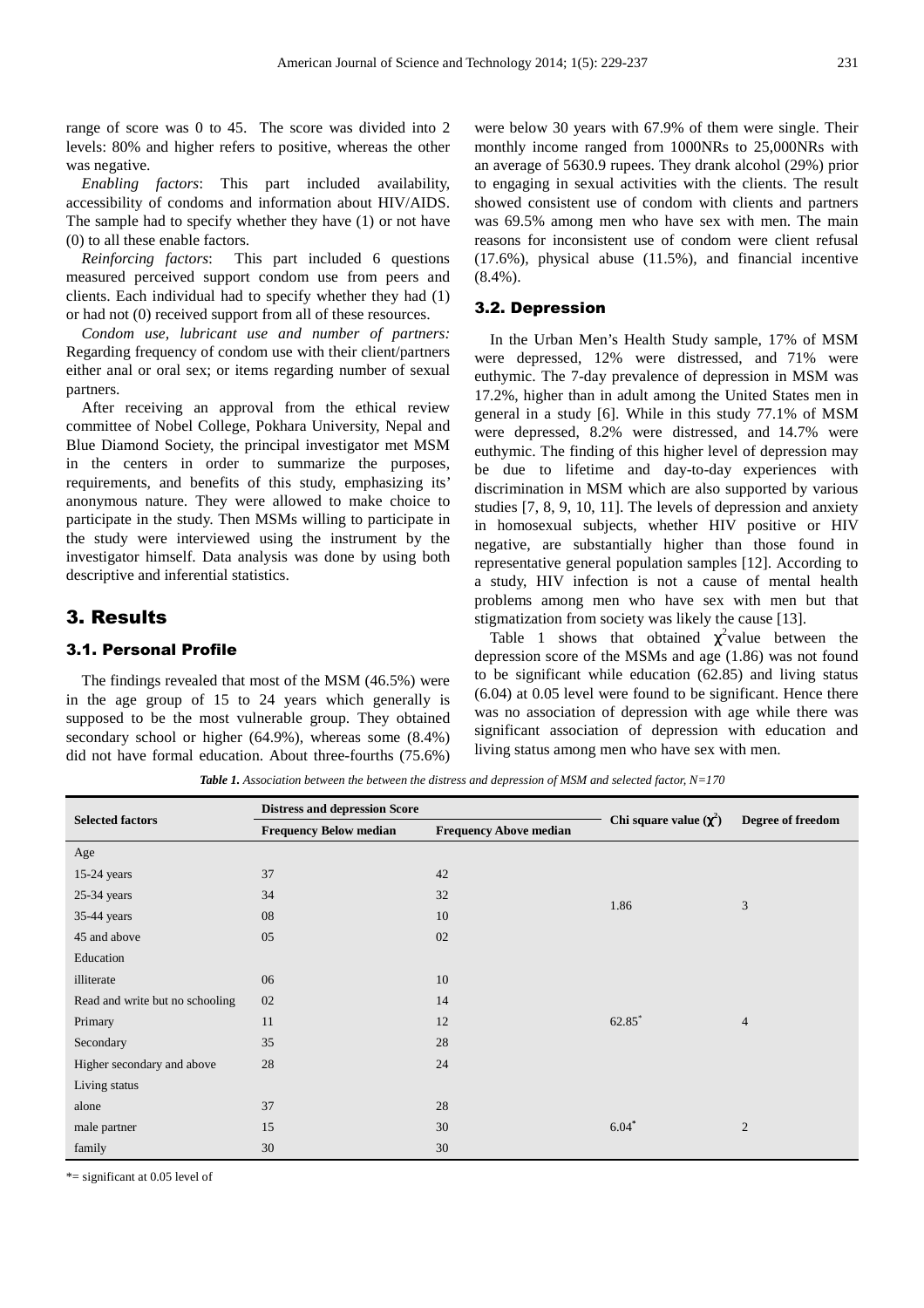range of score was 0 to 45. The score was divided into 2 levels: 80% and higher refers to positive, whereas the other was negative.

*Enabling factors*: This part included availability, accessibility of condoms and information about HIV/AIDS. The sample had to specify whether they have (1) or not have (0) to all these enable factors.

*Reinforcing factors*: This part included 6 questions measured perceived support condom use from peers and clients. Each individual had to specify whether they had (1) or had not (0) received support from all of these resources.

*Condom use, lubricant use and number of partners:* Regarding frequency of condom use with their client/partners either anal or oral sex; or items regarding number of sexual partners.

After receiving an approval from the ethical review committee of Nobel College, Pokhara University, Nepal and Blue Diamond Society, the principal investigator met MSM in the centers in order to summarize the purposes, requirements, and benefits of this study, emphasizing its' anonymous nature. They were allowed to make choice to participate in the study. Then MSMs willing to participate in the study were interviewed using the instrument by the investigator himself. Data analysis was done by using both descriptive and inferential statistics.

# 3. Results

## 3.1. Personal Profile

The findings revealed that most of the MSM (46.5%) were in the age group of 15 to 24 years which generally is supposed to be the most vulnerable group. They obtained secondary school or higher (64.9%), whereas some (8.4%) did not have formal education. About three-fourths (75.6%) were below 30 years with 67.9% of them were single. Their monthly income ranged from 1000NRs to 25,000NRs with an average of 5630.9 rupees. They drank alcohol (29%) prior to engaging in sexual activities with the clients. The result showed consistent use of condom with clients and partners was 69.5% among men who have sex with men. The main reasons for inconsistent use of condom were client refusal (17.6%), physical abuse (11.5%), and financial incentive (8.4%).

## 3.2. Depression

In the Urban Men's Health Study sample, 17% of MSM were depressed, 12% were distressed, and 71% were euthymic. The 7-day prevalence of depression in MSM was 17.2%, higher than in adult among the United States men in general in a study [6]. While in this study 77.1% of MSM were depressed, 8.2% were distressed, and 14.7% were euthymic. The finding of this higher level of depression may be due to lifetime and day-to-day experiences with discrimination in MSM which are also supported by various studies [7, 8, 9, 10, 11]. The levels of depression and anxiety in homosexual subjects, whether HIV positive or HIV negative, are substantially higher than those found in representative general population samples [12]. According to a study, HIV infection is not a cause of mental health problems among men who have sex with men but that stigmatization from society was likely the cause [13].

Table 1 shows that obtained $\chi^2$value between the depression score of the MSMs and age (1.86) was not found to be significant while education (62.85) and living status (6.04) at 0.05 level were found to be significant. Hence there was no association of depression with age while there was significant association of depression with education and living status among men who have sex with men.

***Table 1.*** *Association between the between the distress and depression of MSM and selected factor, N=170*

| Selected factors | Distress and depression Score | | Chi square value ($\chi^2$) | Degree of freedom |
|---|---|---|---|---|
| | Frequency Below median | Frequency Above median | | |
| Age | | | | |
| 15-24 years | 37 | 42 | 1.86 | 3 |
| 25-34 years | 34 | 32 | | |
| 35-44 years | 08 | 10 | | |
| 45 and above | 05 | 02 | | |
| Education | | | | |
| illiterate | 06 | 10 | $62.85^*$ | 4 |
| Read and write but no schooling | 02 | 14 | | |
| Primary | 11 | 12 | | |
| Secondary | 35 | 28 | | |
| Higher secondary and above | 28 | 24 | | |
| Living status | | | | |
| alone | 37 | 28 | $6.04^*$ | 2 |
| male partner | 15 | 30 | | |
| family | 30 | 30 | | |

*= significant at 0.05 level of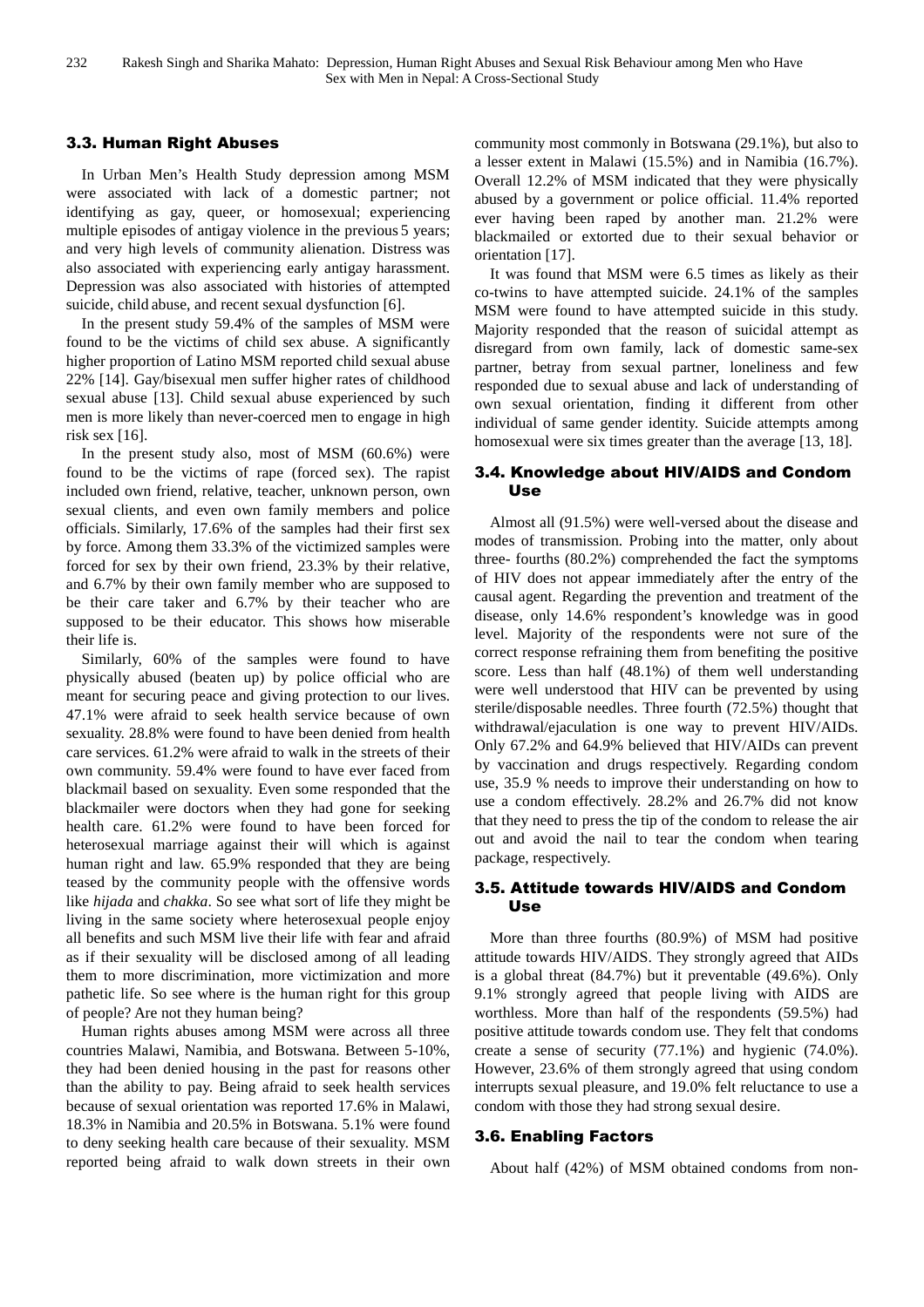### 3.3. Human Right Abuses

In Urban Men's Health Study depression among MSM were associated with lack of a domestic partner; not identifying as gay, queer, or homosexual; experiencing multiple episodes of antigay violence in the previous 5 years; and very high levels of community alienation. Distress was also associated with experiencing early antigay harassment. Depression was also associated with histories of attempted suicide, child abuse, and recent sexual dysfunction [6].

In the present study 59.4% of the samples of MSM were found to be the victims of child sex abuse. A significantly higher proportion of Latino MSM reported child sexual abuse 22% [14]. Gay/bisexual men suffer higher rates of childhood sexual abuse [13]. Child sexual abuse experienced by such men is more likely than never-coerced men to engage in high risk sex [16].

In the present study also, most of MSM (60.6%) were found to be the victims of rape (forced sex). The rapist included own friend, relative, teacher, unknown person, own sexual clients, and even own family members and police officials. Similarly, 17.6% of the samples had their first sex by force. Among them 33.3% of the victimized samples were forced for sex by their own friend, 23.3% by their relative, and 6.7% by their own family member who are supposed to be their care taker and 6.7% by their teacher who are supposed to be their educator. This shows how miserable their life is.

Similarly, 60% of the samples were found to have physically abused (beaten up) by police official who are meant for securing peace and giving protection to our lives. 47.1% were afraid to seek health service because of own sexuality. 28.8% were found to have been denied from health care services. 61.2% were afraid to walk in the streets of their own community. 59.4% were found to have ever faced from blackmail based on sexuality. Even some responded that the blackmailer were doctors when they had gone for seeking health care. 61.2% were found to have been forced for heterosexual marriage against their will which is against human right and law. 65.9% responded that they are being teased by the community people with the offensive words like *hijada* and *chakka*. So see what sort of life they might be living in the same society where heterosexual people enjoy all benefits and such MSM live their life with fear and afraid as if their sexuality will be disclosed among of all leading them to more discrimination, more victimization and more pathetic life. So see where is the human right for this group of people? Are not they human being?

Human rights abuses among MSM were across all three countries Malawi, Namibia, and Botswana. Between 5-10%, they had been denied housing in the past for reasons other than the ability to pay. Being afraid to seek health services because of sexual orientation was reported 17.6% in Malawi, 18.3% in Namibia and 20.5% in Botswana. 5.1% were found to deny seeking health care because of their sexuality. MSM reported being afraid to walk down streets in their own community most commonly in Botswana (29.1%), but also to a lesser extent in Malawi (15.5%) and in Namibia (16.7%). Overall 12.2% of MSM indicated that they were physically abused by a government or police official. 11.4% reported ever having been raped by another man. 21.2% were blackmailed or extorted due to their sexual behavior or orientation [17].

It was found that MSM were 6.5 times as likely as their co-twins to have attempted suicide. 24.1% of the samples MSM were found to have attempted suicide in this study. Majority responded that the reason of suicidal attempt as disregard from own family, lack of domestic same-sex partner, betray from sexual partner, loneliness and few responded due to sexual abuse and lack of understanding of own sexual orientation, finding it different from other individual of same gender identity. Suicide attempts among homosexual were six times greater than the average [13, 18].

### 3.4. Knowledge about HIV/AIDS and Condom Use

Almost all (91.5%) were well-versed about the disease and modes of transmission. Probing into the matter, only about three- fourths (80.2%) comprehended the fact the symptoms of HIV does not appear immediately after the entry of the causal agent. Regarding the prevention and treatment of the disease, only 14.6% respondent's knowledge was in good level. Majority of the respondents were not sure of the correct response refraining them from benefiting the positive score. Less than half (48.1%) of them well understanding were well understood that HIV can be prevented by using sterile/disposable needles. Three fourth (72.5%) thought that withdrawal/ejaculation is one way to prevent HIV/AIDs. Only 67.2% and 64.9% believed that HIV/AIDs can prevent by vaccination and drugs respectively. Regarding condom use, 35.9 % needs to improve their understanding on how to use a condom effectively. 28.2% and 26.7% did not know that they need to press the tip of the condom to release the air out and avoid the nail to tear the condom when tearing package, respectively.

### 3.5. Attitude towards HIV/AIDS and Condom Use

More than three fourths (80.9%) of MSM had positive attitude towards HIV/AIDS. They strongly agreed that AIDs is a global threat (84.7%) but it preventable (49.6%). Only 9.1% strongly agreed that people living with AIDS are worthless. More than half of the respondents (59.5%) had positive attitude towards condom use. They felt that condoms create a sense of security (77.1%) and hygienic (74.0%). However, 23.6% of them strongly agreed that using condom interrupts sexual pleasure, and 19.0% felt reluctance to use a condom with those they had strong sexual desire.

### 3.6. Enabling Factors

About half (42%) of MSM obtained condoms from non-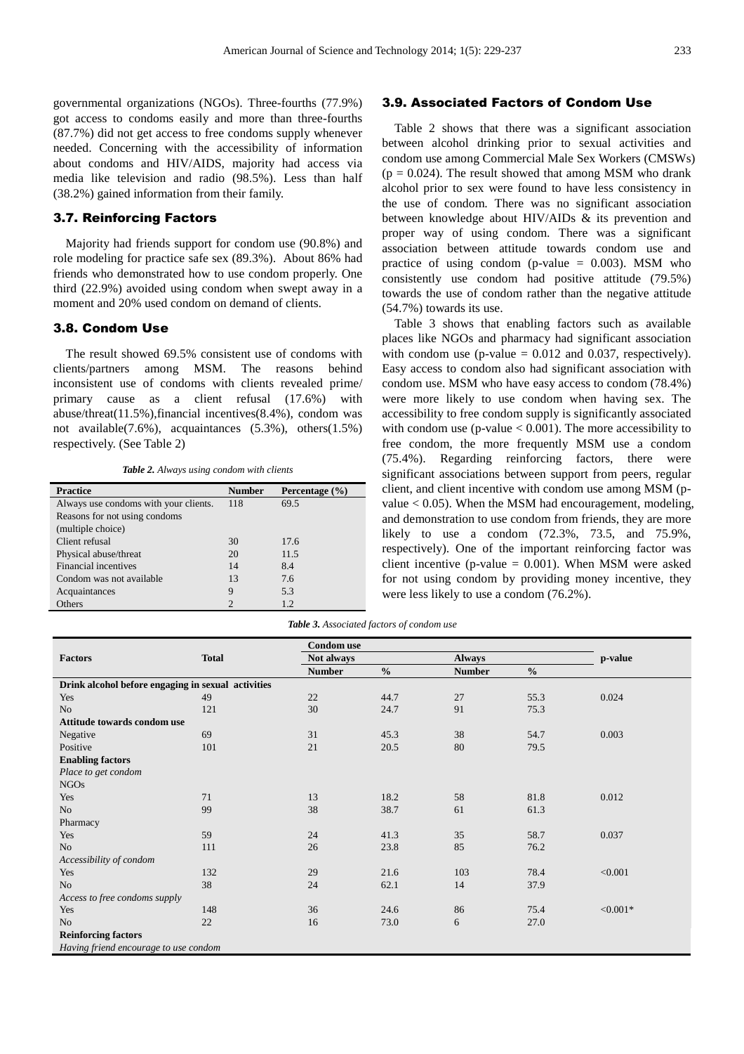governmental organizations (NGOs). Three-fourths (77.9%) got access to condoms easily and more than three-fourths (87.7%) did not get access to free condoms supply whenever needed. Concerning with the accessibility of information about condoms and HIV/AIDS, majority had access via media like television and radio (98.5%). Less than half (38.2%) gained information from their family.

### 3.7. Reinforcing Factors

Majority had friends support for condom use (90.8%) and role modeling for practice safe sex (89.3%). About 86% had friends who demonstrated how to use condom properly. One third (22.9%) avoided using condom when swept away in a moment and 20% used condom on demand of clients.

### 3.8. Condom Use

The result showed 69.5% consistent use of condoms with clients/partners among MSM. The reasons behind inconsistent use of condoms with clients revealed prime/ primary cause as a client refusal (17.6%) with abuse/threat(11.5%),financial incentives(8.4%), condom was not available(7.6%), acquaintances (5.3%), others(1.5%) respectively. (See Table 2)

*Table 2. Always using condom with clients*

| Practice | Number | Percentage (%) |
|---|---|---|
| Always use condoms with your clients. | 118 | 69.5 |
| Reasons for not using condoms (multiple choice) | | |
| Client refusal | 30 | 17.6 |
| Physical abuse/threat | 20 | 11.5 |
| Financial incentives | 14 | 8.4 |
| Condom was not available | 13 | 7.6 |
| Acquaintances | 9 | 5.3 |
| Others | 2 | 1.2 |

### 3.9. Associated Factors of Condom Use

Table 2 shows that there was a significant association between alcohol drinking prior to sexual activities and condom use among Commercial Male Sex Workers (CMSWs) (p = 0.024). The result showed that among MSM who drank alcohol prior to sex were found to have less consistency in the use of condom. There was no significant association between knowledge about HIV/AIDs & its prevention and proper way of using condom. There was a significant association between attitude towards condom use and practice of using condom (p-value = 0.003). MSM who consistently use condom had positive attitude (79.5%) towards the use of condom rather than the negative attitude (54.7%) towards its use.

Table 3 shows that enabling factors such as available places like NGOs and pharmacy had significant association with condom use (p-value = 0.012 and 0.037, respectively). Easy access to condom also had significant association with condom use. MSM who have easy access to condom (78.4%) were more likely to use condom when having sex. The accessibility to free condom supply is significantly associated with condom use (p-value < 0.001). The more accessibility to free condom, the more frequently MSM use a condom (75.4%). Regarding reinforcing factors, there were significant associations between support from peers, regular client, and client incentive with condom use among MSM (p-value < 0.05). When the MSM had encouragement, modeling, and demonstration to use condom from friends, they are more likely to use a condom (72.3%, 73.5, and 75.9%, respectively). One of the important reinforcing factor was client incentive (p-value = 0.001). When MSM were asked for not using condom by providing money incentive, they were less likely to use a condom (76.2%).

*Table 3. Associated factors of condom use*

| Factors | Total | Condom use | | | | p-value |
|---|---|---|---|---|---|---|
| | | Not always | | Always | | |
| | | Number | % | Number | % | |
| **Drink alcohol before engaging in sexual activities** | | | | | | |
| Yes | 49 | 22 | 44.7 | 27 | 55.3 | 0.024 |
| No | 121 | 30 | 24.7 | 91 | 75.3 | |
| **Attitude towards condom use** | | | | | | |
| Negative | 69 | 31 | 45.3 | 38 | 54.7 | 0.003 |
| Positive | 101 | 21 | 20.5 | 80 | 79.5 | |
| **Enabling factors** | | | | | | |
| *Place to get condom* | | | | | | |
| NGOs | | | | | | |
| Yes | 71 | 13 | 18.2 | 58 | 81.8 | 0.012 |
| No | 99 | 38 | 38.7 | 61 | 61.3 | |
| Pharmacy | | | | | | |
| Yes | 59 | 24 | 41.3 | 35 | 58.7 | 0.037 |
| No | 111 | 26 | 23.8 | 85 | 76.2 | |
| *Accessibility of condom* | | | | | | |
| Yes | 132 | 29 | 21.6 | 103 | 78.4 | <0.001 |
| No | 38 | 24 | 62.1 | 14 | 37.9 | |
| *Access to free condoms supply* | | | | | | |
| Yes | 148 | 36 | 24.6 | 86 | 75.4 | <0.001* |
| No | 22 | 16 | 73.0 | 6 | 27.0 | |
| **Reinforcing factors** | | | | | | |
| *Having friend encourage to use condom* | | | | | | |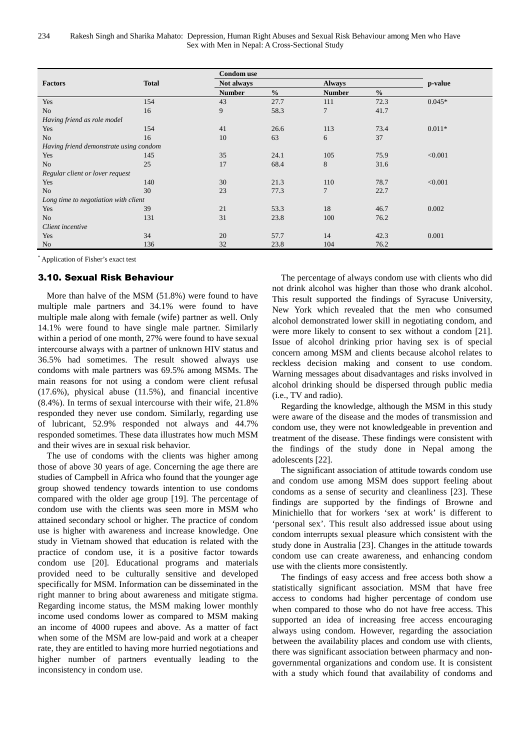| Factors | Total | Condom use | | | | p-value |
|---|---|---|---|---|---|---|
| | | Not always | | Always | | |
| | | Number | % | Number | % | |
| Yes | 154 | 43 | 27.7 | 111 | 72.3 | 0.045* |
| No | 16 | 9 | 58.3 | 7 | 41.7 | |
| *Having friend as role model* | | | | | | |
| Yes | 154 | 41 | 26.6 | 113 | 73.4 | 0.011* |
| No | 16 | 10 | 63 | 6 | 37 | |
| *Having friend demonstrate using condom* | | | | | | |
| Yes | 145 | 35 | 24.1 | 105 | 75.9 | <0.001 |
| No | 25 | 17 | 68.4 | 8 | 31.6 | |
| *Regular client or lover request* | | | | | | |
| Yes | 140 | 30 | 21.3 | 110 | 78.7 | <0.001 |
| No | 30 | 23 | 77.3 | 7 | 22.7 | |
| *Long time to negotiation with client* | | | | | | |
| Yes | 39 | 21 | 53.3 | 18 | 46.7 | 0.002 |
| No | 131 | 31 | 23.8 | 100 | 76.2 | |
| *Client incentive* | | | | | | |
| Yes | 34 | 20 | 57.7 | 14 | 42.3 | 0.001 |
| No | 136 | 32 | 23.8 | 104 | 76.2 | |

* Application of Fisher's exact test

### 3.10. Sexual Risk Behaviour

More than halve of the MSM (51.8%) were found to have multiple male partners and 34.1% were found to have multiple male along with female (wife) partner as well. Only 14.1% were found to have single male partner. Similarly within a period of one month, 27% were found to have sexual intercourse always with a partner of unknown HIV status and 36.5% had sometimes. The result showed always use condoms with male partners was 69.5% among MSMs. The main reasons for not using a condom were client refusal (17.6%), physical abuse (11.5%), and financial incentive (8.4%). In terms of sexual intercourse with their wife, 21.8% responded they never use condom. Similarly, regarding use of lubricant, 52.9% responded not always and 44.7% responded sometimes. These data illustrates how much MSM and their wives are in sexual risk behavior.

The use of condoms with the clients was higher among those of above 30 years of age. Concerning the age there are studies of Campbell in Africa who found that the younger age group showed tendency towards intention to use condoms compared with the older age group [19]. The percentage of condom use with the clients was seen more in MSM who attained secondary school or higher. The practice of condom use is higher with awareness and increase knowledge. One study in Vietnam showed that education is related with the practice of condom use, it is a positive factor towards condom use [20]. Educational programs and materials provided need to be culturally sensitive and developed specifically for MSM. Information can be disseminated in the right manner to bring about awareness and mitigate stigma. Regarding income status, the MSM making lower monthly income used condoms lower as compared to MSM making an income of 4000 rupees and above. As a matter of fact when some of the MSM are low-paid and work at a cheaper rate, they are entitled to having more hurried negotiations and higher number of partners eventually leading to the inconsistency in condom use.

The percentage of always condom use with clients who did not drink alcohol was higher than those who drank alcohol. This result supported the findings of Syracuse University, New York which revealed that the men who consumed alcohol demonstrated lower skill in negotiating condom, and were more likely to consent to sex without a condom [21]. Issue of alcohol drinking prior having sex is of special concern among MSM and clients because alcohol relates to reckless decision making and consent to use condom. Warning messages about disadvantages and risks involved in alcohol drinking should be dispersed through public media (i.e., TV and radio).

Regarding the knowledge, although the MSM in this study were aware of the disease and the modes of transmission and condom use, they were not knowledgeable in prevention and treatment of the disease. These findings were consistent with the findings of the study done in Nepal among the adolescents [22].

The significant association of attitude towards condom use and condom use among MSM does support feeling about condoms as a sense of security and cleanliness [23]. These findings are supported by the findings of Browne and Minichiello that for workers 'sex at work' is different to 'personal sex'. This result also addressed issue about using condom interrupts sexual pleasure which consistent with the study done in Australia [23]. Changes in the attitude towards condom use can create awareness, and enhancing condom use with the clients more consistently.

The findings of easy access and free access both show a statistically significant association. MSM that have free access to condoms had higher percentage of condom use when compared to those who do not have free access. This supported an idea of increasing free access encouraging always using condom. However, regarding the association between the availability places and condom use with clients, there was significant association between pharmacy and non-governmental organizations and condom use. It is consistent with a study which found that availability of condoms and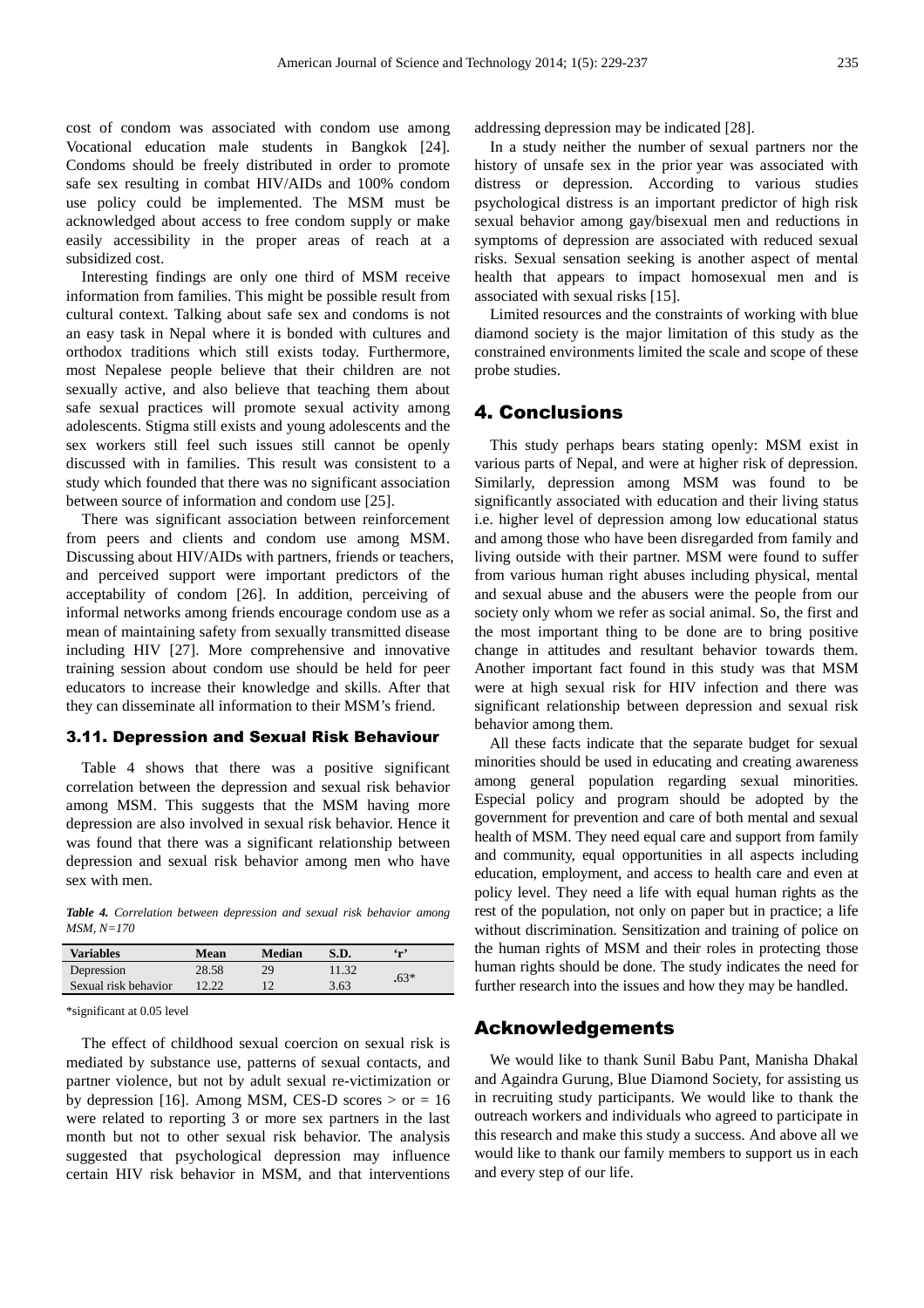cost of condom was associated with condom use among Vocational education male students in Bangkok [24]. Condoms should be freely distributed in order to promote safe sex resulting in combat HIV/AIDs and 100% condom use policy could be implemented. The MSM must be acknowledged about access to free condom supply or make easily accessibility in the proper areas of reach at a subsidized cost.

Interesting findings are only one third of MSM receive information from families. This might be possible result from cultural context. Talking about safe sex and condoms is not an easy task in Nepal where it is bonded with cultures and orthodox traditions which still exists today. Furthermore, most Nepalese people believe that their children are not sexually active, and also believe that teaching them about safe sexual practices will promote sexual activity among adolescents. Stigma still exists and young adolescents and the sex workers still feel such issues still cannot be openly discussed with in families. This result was consistent to a study which founded that there was no significant association between source of information and condom use [25].

There was significant association between reinforcement from peers and clients and condom use among MSM. Discussing about HIV/AIDs with partners, friends or teachers, and perceived support were important predictors of the acceptability of condom [26]. In addition, perceiving of informal networks among friends encourage condom use as a mean of maintaining safety from sexually transmitted disease including HIV [27]. More comprehensive and innovative training session about condom use should be held for peer educators to increase their knowledge and skills. After that they can disseminate all information to their MSM's friend.

### 3.11. Depression and Sexual Risk Behaviour

Table 4 shows that there was a positive significant correlation between the depression and sexual risk behavior among MSM. This suggests that the MSM having more depression are also involved in sexual risk behavior. Hence it was found that there was a significant relationship between depression and sexual risk behavior among men who have sex with men.

***Table 4.*** *Correlation between depression and sexual risk behavior among MSM, N=170*

| Variables | Mean | Median | S.D. | 'r' |
|---|---|---|---|---|
| Depression | 28.58 | 29 | 11.32 | .63* |
| Sexual risk behavior | 12.22 | 12 | 3.63 | |

*significant at 0.05 level

The effect of childhood sexual coercion on sexual risk is mediated by substance use, patterns of sexual contacts, and partner violence, but not by adult sexual re-victimization or by depression [16]. Among MSM, CES-D scores > or = 16 were related to reporting 3 or more sex partners in the last month but not to other sexual risk behavior. The analysis suggested that psychological depression may influence certain HIV risk behavior in MSM, and that interventions addressing depression may be indicated [28].

In a study neither the number of sexual partners nor the history of unsafe sex in the prior year was associated with distress or depression. According to various studies psychological distress is an important predictor of high risk sexual behavior among gay/bisexual men and reductions in symptoms of depression are associated with reduced sexual risks. Sexual sensation seeking is another aspect of mental health that appears to impact homosexual men and is associated with sexual risks [15].

Limited resources and the constraints of working with blue diamond society is the major limitation of this study as the constrained environments limited the scale and scope of these probe studies.

## 4. Conclusions

This study perhaps bears stating openly: MSM exist in various parts of Nepal, and were at higher risk of depression. Similarly, depression among MSM was found to be significantly associated with education and their living status i.e. higher level of depression among low educational status and among those who have been disregarded from family and living outside with their partner. MSM were found to suffer from various human right abuses including physical, mental and sexual abuse and the abusers were the people from our society only whom we refer as social animal. So, the first and the most important thing to be done are to bring positive change in attitudes and resultant behavior towards them. Another important fact found in this study was that MSM were at high sexual risk for HIV infection and there was significant relationship between depression and sexual risk behavior among them.

All these facts indicate that the separate budget for sexual minorities should be used in educating and creating awareness among general population regarding sexual minorities. Especial policy and program should be adopted by the government for prevention and care of both mental and sexual health of MSM. They need equal care and support from family and community, equal opportunities in all aspects including education, employment, and access to health care and even at policy level. They need a life with equal human rights as the rest of the population, not only on paper but in practice; a life without discrimination. Sensitization and training of police on the human rights of MSM and their roles in protecting those human rights should be done. The study indicates the need for further research into the issues and how they may be handled.

## Acknowledgements

We would like to thank Sunil Babu Pant, Manisha Dhakal and Againdra Gurung, Blue Diamond Society, for assisting us in recruiting study participants. We would like to thank the outreach workers and individuals who agreed to participate in this research and make this study a success. And above all we would like to thank our family members to support us in each and every step of our life.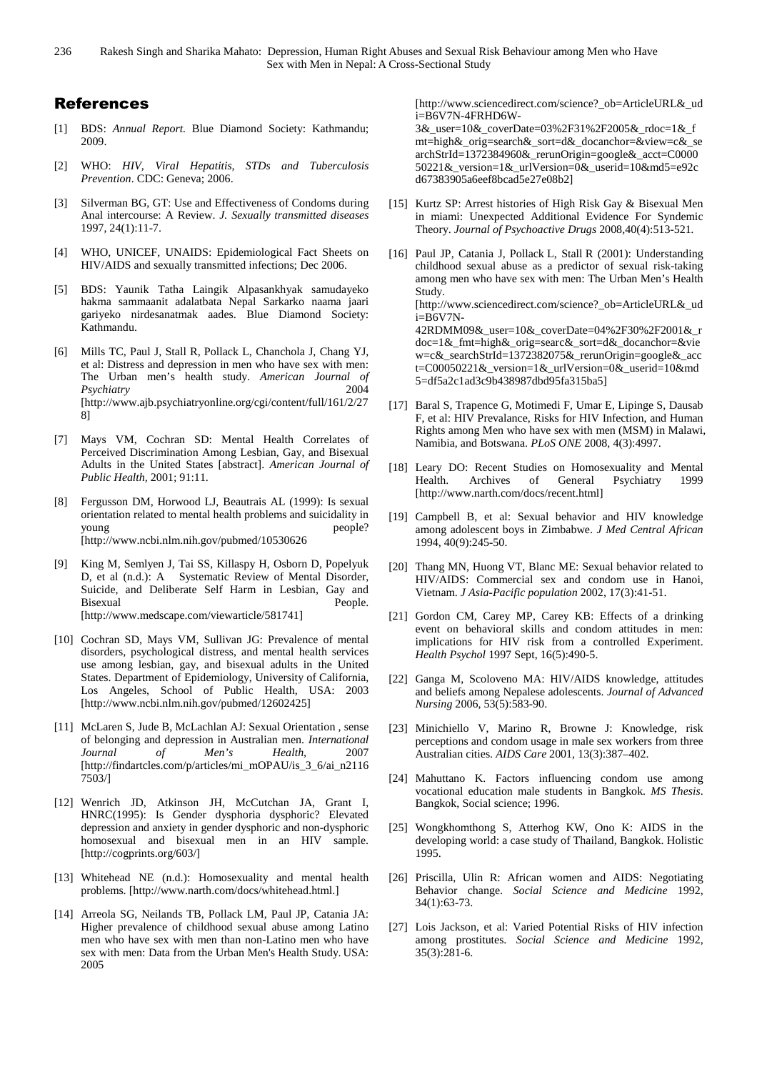## References

[1] BDS: *Annual Report.* Blue Diamond Society: Kathmandu; 2009.

[2] WHO: *HIV, Viral Hepatitis, STDs and Tuberculosis Prevention*. CDC: Geneva; 2006.

[3] Silverman BG, GT: Use and Effectiveness of Condoms during Anal intercourse: A Review. *J. Sexually transmitted diseases* 1997, 24(1):11-7.

[4] WHO, UNICEF, UNAIDS: Epidemiological Fact Sheets on HIV/AIDS and sexually transmitted infections; Dec 2006.

[5] BDS: Yaunik Tatha Laingik Alpasankhyak samudayeko hakma sammaanit adalatbata Nepal Sarkarko naama jaari gariyeko nirdesanatmak aades. Blue Diamond Society: Kathmandu.

[6] Mills TC, Paul J, Stall R, Pollack L, Chanchola J, Chang YJ, et al: Distress and depression in men who have sex with men: The Urban men's health study. *American Journal of Psychiatry* 2004 [http://www.ajb.psychiatryonline.org/cgi/content/full/161/2/278]

[7] Mays VM, Cochran SD: Mental Health Correlates of Perceived Discrimination Among Lesbian, Gay, and Bisexual Adults in the United States [abstract]. *American Journal of Public Health,* 2001; 91:11.

[8] Fergusson DM, Horwood LJ, Beautrais AL (1999): Is sexual orientation related to mental health problems and suicidality in young people? [http://www.ncbi.nlm.nih.gov/pubmed/10530626

[9] King M, Semlyen J, Tai SS, Killaspy H, Osborn D, Popelyuk D, et al (n.d.): A Systematic Review of Mental Disorder, Suicide, and Deliberate Self Harm in Lesbian, Gay and Bisexual People. [http://www.medscape.com/viewarticle/581741]

[10] Cochran SD, Mays VM, Sullivan JG: Prevalence of mental disorders, psychological distress, and mental health services use among lesbian, gay, and bisexual adults in the United States. Department of Epidemiology, University of California, Los Angeles, School of Public Health, USA: 2003 [http://www.ncbi.nlm.nih.gov/pubmed/12602425]

[11] McLaren S, Jude B, McLachlan AJ: Sexual Orientation , sense of belonging and depression in Australian men. *International Journal of Men's Health,* 2007 [http://findartcles.com/p/articles/mi_mOPAU/is_3_6/ai_n21167503/]

[12] Wenrich JD, Atkinson JH, McCutchan JA, Grant I, HNRC(1995): Is Gender dysphoria dysphoric? Elevated depression and anxiety in gender dysphoric and non-dysphoric homosexual and bisexual men in an HIV sample. [http://cogprints.org/603/]

[13] Whitehead NE (n.d.): Homosexuality and mental health problems. [http://www.narth.com/docs/whitehead.html.]

[14] Arreola SG, Neilands TB, Pollack LM, Paul JP, Catania JA: Higher prevalence of childhood sexual abuse among Latino men who have sex with men than non-Latino men who have sex with men: Data from the Urban Men's Health Study. USA: 2005 [http://www.sciencedirect.com/science?_ob=ArticleURL&_udi=B6V7N-4FRHD6W-3&_user=10&_coverDate=03%2F31%2F2005&_rdoc=1&_fmt=high&_orig=search&_sort=d&_docanchor=&view=c&_searchStrId=1372384960&_rerunOrigin=google&_acct=C000050221&_version=1&_urlVersion=0&_userid=10&md5=e92cd67383905a6eef8bcad5e27e08b2]

[15] Kurtz SP: Arrest histories of High Risk Gay & Bisexual Men in miami: Unexpected Additional Evidence For Syndemic Theory. *Journal of Psychoactive Drugs* 2008,40(4):513-521.

[16] Paul JP, Catania J, Pollack L, Stall R (2001): Understanding childhood sexual abuse as a predictor of sexual risk-taking among men who have sex with men: The Urban Men's Health Study. [http://www.sciencedirect.com/science?_ob=ArticleURL&_udi=B6V7N-42RDMM09&_user=10&_coverDate=04%2F30%2F2001&_rdoc=1&_fmt=high&_orig=searc&_sort=d&_docanchor=&view=c&_searchStrId=1372382075&_rerunOrigin=google&_acct=C00050221&_version=1&_urlVersion=0&_userid=10&md5=df5a2c1ad3c9b438987dbd95fa315ba5]

[17] Baral S, Trapence G, Motimedi F, Umar E, Lipinge S, Dausab F, et al: HIV Prevalance, Risks for HIV Infection, and Human Rights among Men who have sex with men (MSM) in Malawi, Namibia, and Botswana. *PLoS ONE* 2008, 4(3):4997.

[18] Leary DO: Recent Studies on Homosexuality and Mental Health. Archives of General Psychiatry 1999 [http://www.narth.com/docs/recent.html]

[19] Campbell B, et al: Sexual behavior and HIV knowledge among adolescent boys in Zimbabwe. *J Med Central African* 1994, 40(9):245-50.

[20] Thang MN, Huong VT, Blanc ME: Sexual behavior related to HIV/AIDS: Commercial sex and condom use in Hanoi, Vietnam. *J Asia-Pacific population* 2002, 17(3):41-51.

[21] Gordon CM, Carey MP, Carey KB: Effects of a drinking event on behavioral skills and condom attitudes in men: implications for HIV risk from a controlled Experiment. *Health Psychol* 1997 Sept, 16(5):490-5.

[22] Ganga M, Scoloveno MA: HIV/AIDS knowledge, attitudes and beliefs among Nepalese adolescents. *Journal of Advanced Nursing* 2006, 53(5):583-90.

[23] Minichiello V, Marino R, Browne J: Knowledge, risk perceptions and condom usage in male sex workers from three Australian cities. *AIDS Care* 2001, 13(3):387–402.

[24] Mahuttano K. Factors influencing condom use among vocational education male students in Bangkok. *MS Thesis*. Bangkok, Social science; 1996.

[25] Wongkhomthong S, Atterhog KW, Ono K: AIDS in the developing world: a case study of Thailand, Bangkok. Holistic 1995.

[26] Priscilla, Ulin R: African women and AIDS: Negotiating Behavior change. *Social Science and Medicine* 1992, 34(1):63-73.

[27] Lois Jackson, et al: Varied Potential Risks of HIV infection among prostitutes. *Social Science and Medicine* 1992, 35(3):281-6.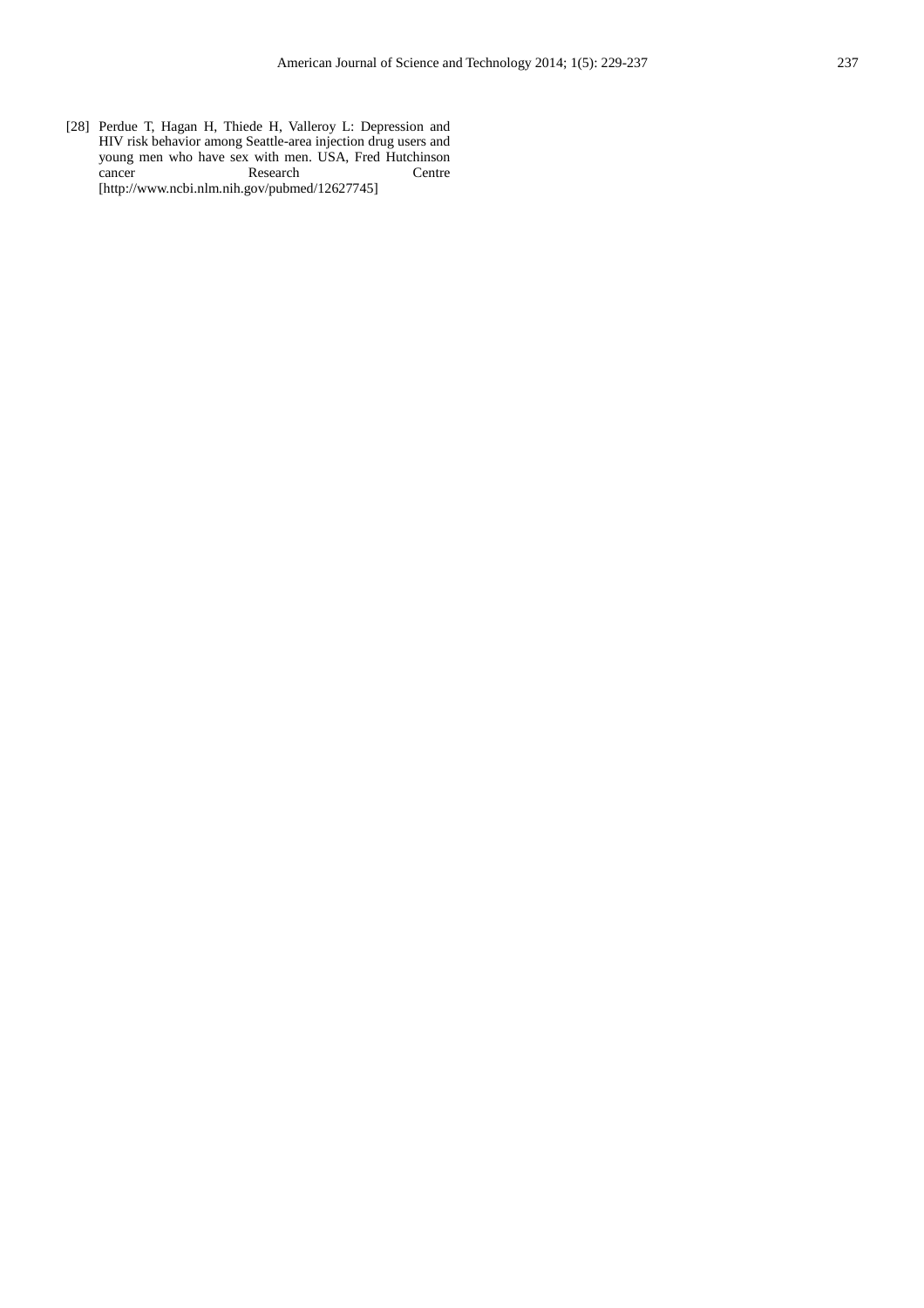[28] Perdue T, Hagan H, Thiede H, Valleroy L: Depression and HIV risk behavior among Seattle-area injection drug users and young men who have sex with men. USA, Fred Hutchinson cancer Research Centre [http://www.ncbi.nlm.nih.gov/pubmed/12627745]